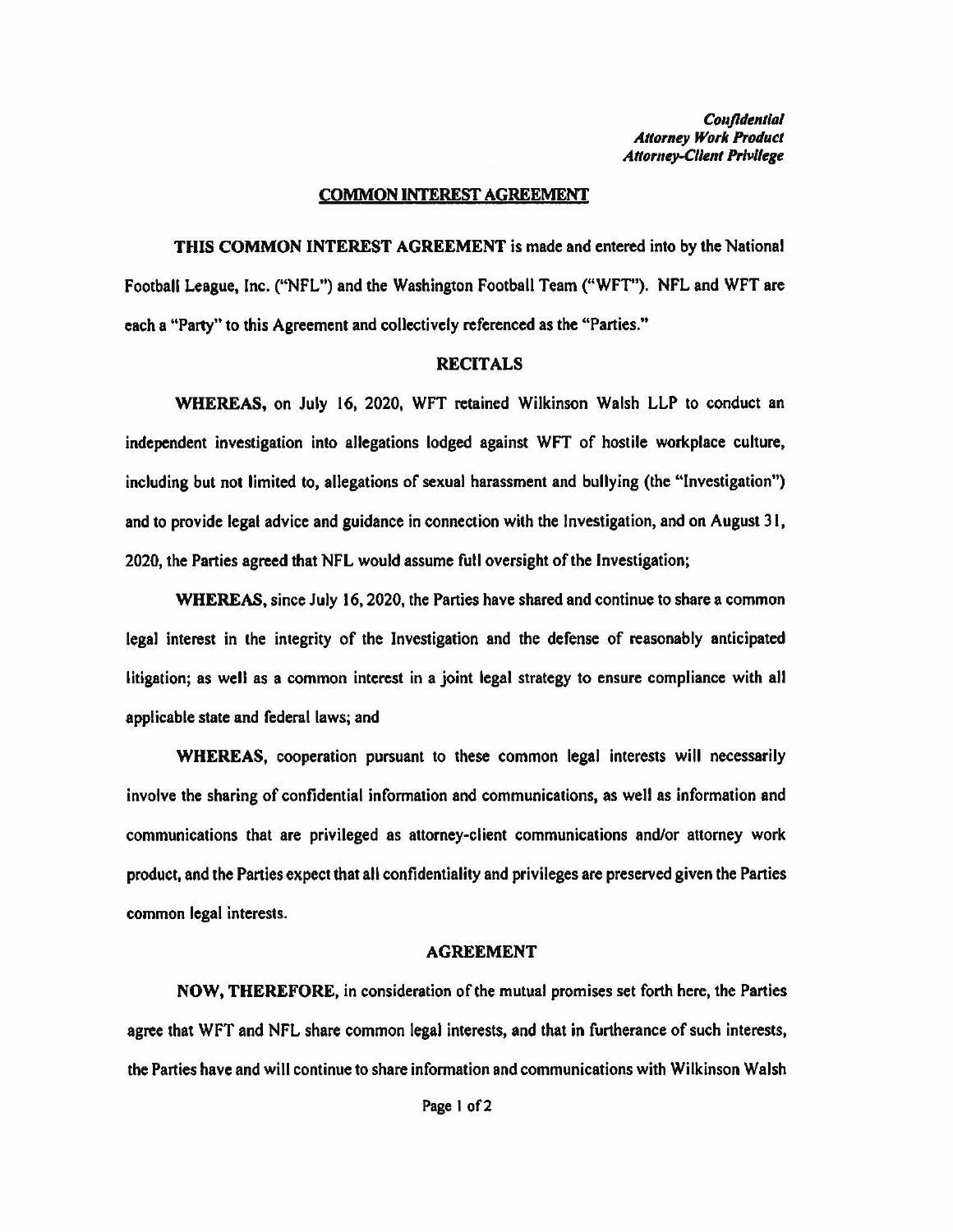*Confidential*
*Attorney Work Product*
*Attorney-Client Privilege*

## COMMON INTEREST AGREEMENT

**THIS COMMON INTEREST AGREEMENT** is made and entered into by the National Football League, Inc. ("NFL") and the Washington Football Team ("WFT"). NFL and WFT are each a "Party" to this Agreement and collectively referenced as the "Parties."

### RECITALS

**WHEREAS,** on July 16, 2020, WFT retained Wilkinson Walsh LLP to conduct an independent investigation into allegations lodged against WFT of hostile workplace culture, including but not limited to, allegations of sexual harassment and bullying (the "Investigation") and to provide legal advice and guidance in connection with the Investigation, and on August 31, 2020, the Parties agreed that NFL would assume full oversight of the Investigation;

**WHEREAS,** since July 16, 2020, the Parties have shared and continue to share a common legal interest in the integrity of the Investigation and the defense of reasonably anticipated litigation; as well as a common interest in a joint legal strategy to ensure compliance with all applicable state and federal laws; and

**WHEREAS,** cooperation pursuant to these common legal interests will necessarily involve the sharing of confidential information and communications, as well as information and communications that are privileged as attorney-client communications and/or attorney work product, and the Parties expect that all confidentiality and privileges are preserved given the Parties common legal interests.

### AGREEMENT

**NOW, THEREFORE,** in consideration of the mutual promises set forth here, the Parties agree that WFT and NFL share common legal interests, and that in furtherance of such interests, the Parties have and will continue to share information and communications with Wilkinson Walsh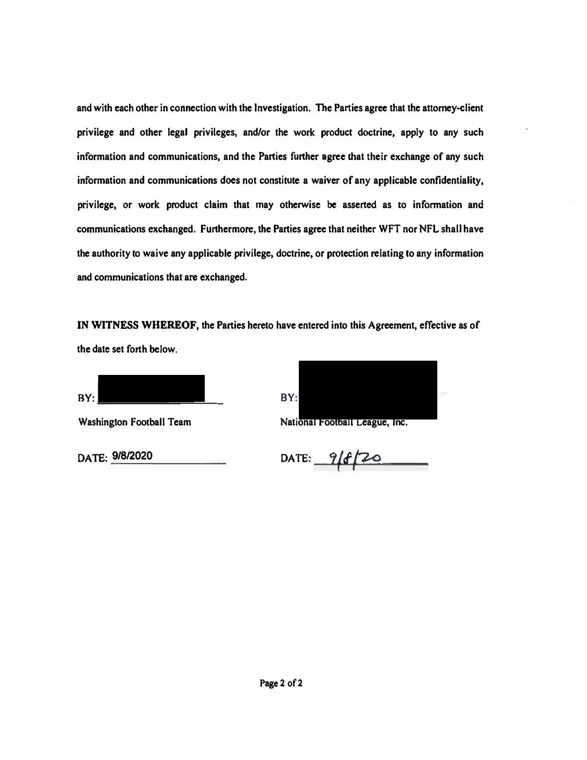and with each other in connection with the Investigation. The Parties agree that the attorney-client privilege and other legal privileges, and/or the work product doctrine, apply to any such information and communications, and the Parties further agree that their exchange of any such information and communications does not constitute a waiver of any applicable confidentiality, privilege, or work product claim that may otherwise be asserted as to information and communications exchanged. Furthermore, the Parties agree that neither WFT nor NFL shall have the authority to waive any applicable privilege, doctrine, or protection relating to any information and communications that are exchanged.

**IN WITNESS WHEREOF**, the Parties hereto have entered into this Agreement, effective as of the date set forth below.

| | |
|---|---|
| BY: [REDACTED] | BY: [REDACTED] |
| Washington Football Team | National Football League, Inc. |
| DATE: 9/8/2020 | DATE: 9/8/20 |